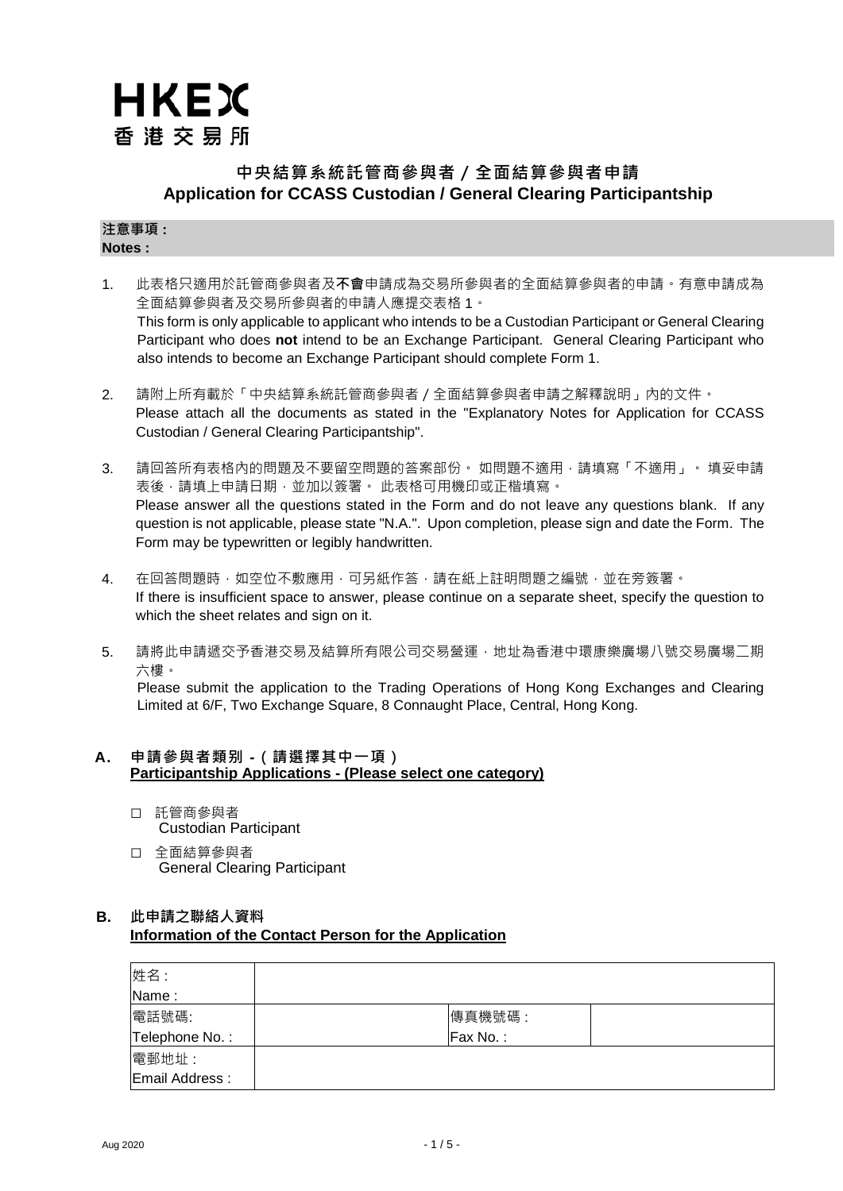# HKEX
# 香港交易所

## 中央結算系統託管商參與者 / 全面結算參與者申請
## Application for CCASS Custodian / General Clearing Participantship

**注意事項 :**
**Notes :**

1. 此表格只適用於託管商參與者及**不會**申請成為交易所參與者的全面結算參與者的申請。有意申請成為全面結算參與者及交易所參與者的申請人應提交表格 1。
   This form is only applicable to applicant who intends to be a Custodian Participant or General Clearing Participant who does **not** intend to be an Exchange Participant. General Clearing Participant who also intends to become an Exchange Participant should complete Form 1.

2. 請附上所有載於「中央結算系統託管商參與者 / 全面結算參與者申請之解釋說明」內的文件。
   Please attach all the documents as stated in the "Explanatory Notes for Application for CCASS Custodian / General Clearing Participantship".

3. 請回答所有表格內的問題及不要留空問題的答案部份。 如問題不適用，請填寫「不適用」。 填妥申請表後，請填上申請日期，並加以簽署。 此表格可用機印或正楷填寫。
   Please answer all the questions stated in the Form and do not leave any questions blank. If any question is not applicable, please state "N.A.". Upon completion, please sign and date the Form. The Form may be typewritten or legibly handwritten.

4. 在回答問題時，如空位不敷應用，可另紙作答，請在紙上註明問題之編號，並在旁簽署。
   If there is insufficient space to answer, please continue on a separate sheet, specify the question to which the sheet relates and sign on it.

5. 請將此申請遞交予香港交易及結算所有限公司交易營運，地址為香港中環康樂廣場八號交易廣場二期六樓。
   Please submit the application to the Trading Operations of Hong Kong Exchanges and Clearing Limited at 6/F, Two Exchange Square, 8 Connaught Place, Central, Hong Kong.

### A. 申請參與者類別 -（請選擇其中一項） <u>Participantship Applications - (Please select one category)</u>

☐ 託管商參與者
  Custodian Participant

☐ 全面結算參與者
  General Clearing Participant

### B. 此申請之聯絡人資料 <u>Information of the Contact Person for the Application</u>

| 姓名 :<br>Name : | | | |
|---|---|---|---|
| 電話號碼:<br>Telephone No. : | | 傳真機號碼 :<br>Fax No. : | |
| 電郵地址 :<br>Email Address : | | | |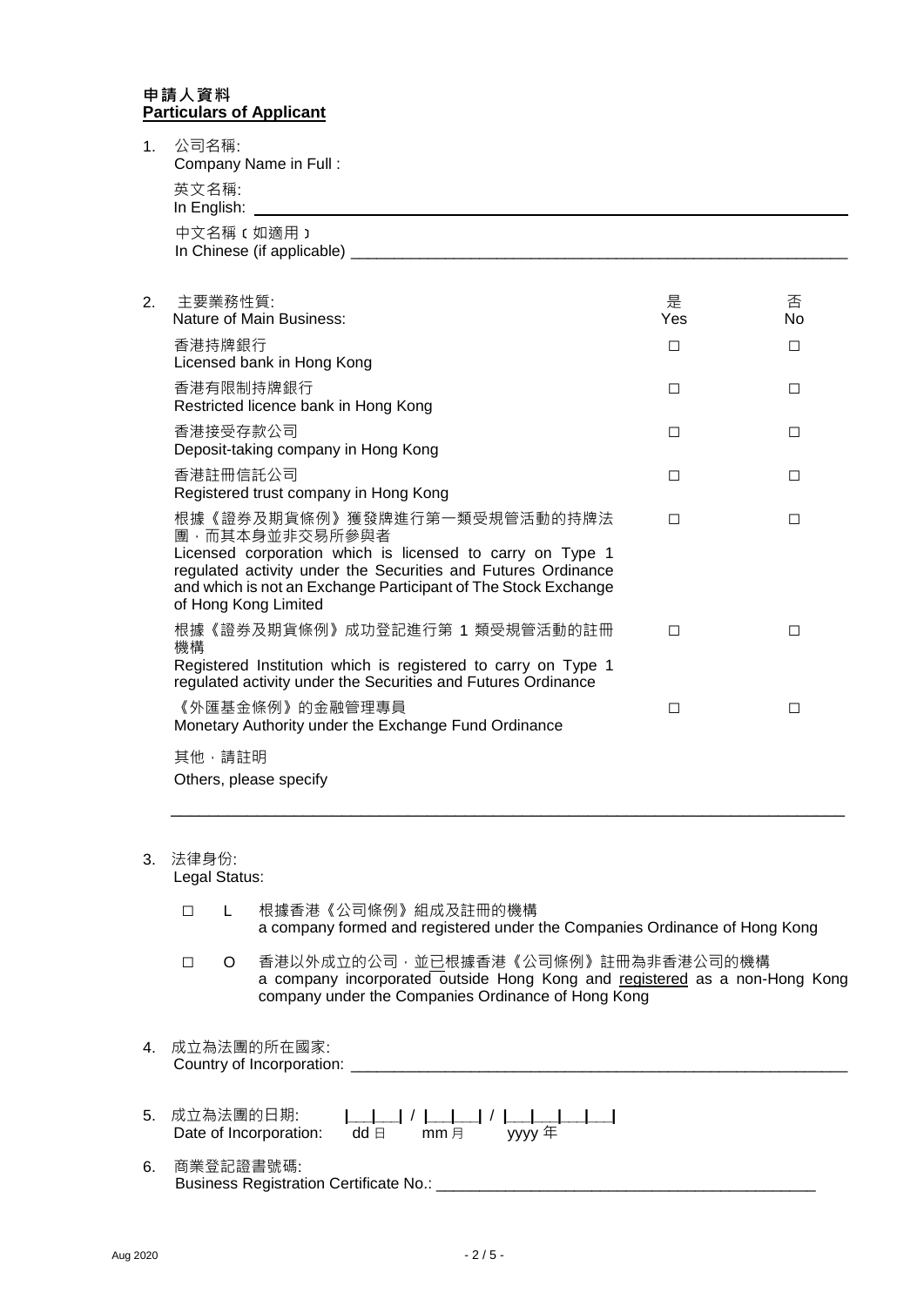**申請人資料**
**Particulars of Applicant**

1. 公司名稱:
   Company Name in Full :

   英文名稱:
   In English: ______________________________________________________________

   中文名稱（如適用）
   In Chinese (if applicable) ______________________________________________

2. 主要業務性質:

| Nature of Main Business: | 是 Yes | 否 No |
|---|---|---|
| 香港持牌銀行<br>Licensed bank in Hong Kong | □ | □ |
| 香港有限制持牌銀行<br>Restricted licence bank in Hong Kong | □ | □ |
| 香港接受存款公司<br>Deposit-taking company in Hong Kong | □ | □ |
| 香港註冊信託公司<br>Registered trust company in Hong Kong | □ | □ |
| 根據《證券及期貨條例》獲發牌進行第一類受規管活動的持牌法團，而其本身並非交易所參與者<br>Licensed corporation which is licensed to carry on Type 1 regulated activity under the Securities and Futures Ordinance and which is not an Exchange Participant of The Stock Exchange of Hong Kong Limited | □ | □ |
| 根據《證券及期貨條例》成功登記進行第 1 類受規管活動的註冊機構<br>Registered Institution which is registered to carry on Type 1 regulated activity under the Securities and Futures Ordinance | □ | □ |
| 《外匯基金條例》的金融管理專員<br>Monetary Authority under the Exchange Fund Ordinance | □ | □ |

   其他，請註明

   Others, please specify

   ______________________________________________________________________

3. 法律身份:
   Legal Status:

   □ L 根據香港《公司條例》組成及註冊的機構
   a company formed and registered under the Companies Ordinance of Hong Kong

   □ O 香港以外成立的公司，並已根據香港《公司條例》註冊為非香港公司的機構
   a company incorporated outside Hong Kong and registered as a non-Hong Kong company under the Companies Ordinance of Hong Kong

4. 成立為法團的所在國家:
   Country of Incorporation: ______________________________________________

5. 成立為法團的日期: |__|__| / |__|__| / |__|__|__|__|
   Date of Incorporation: dd 日 mm 月 yyyy 年

6. 商業登記證書號碼:
   Business Registration Certificate No.: ____________________________________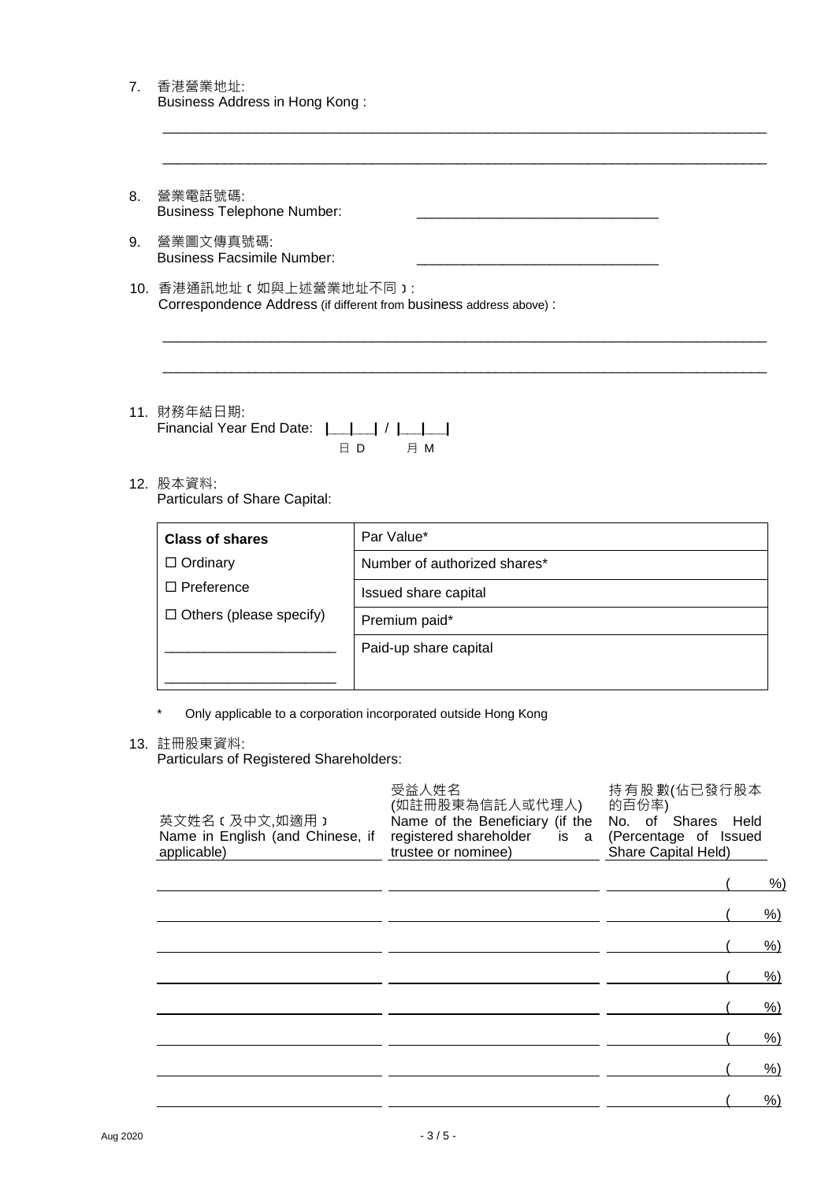7. 香港營業地址:
   Business Address in Hong Kong :

   ______________________________________________________________________________

   ______________________________________________________________________________

8. 營業電話號碼:
   Business Telephone Number: _______________________________

9. 營業圖文傳真號碼:
   Business Facsimile Number: _______________________________

10. 香港通訊地址﹝如與上述營業地址不同﹞:
    Correspondence Address (if different from business address above) :

    ______________________________________________________________________________

    ______________________________________________________________________________

11. 財務年結日期:
    Financial Year End Date: |___|___| / |___|___|
    日 D 月 M

12. 股本資料:
    Particulars of Share Capital:

| **Class of shares** | Par Value* |
|---|---|
| ☐ Ordinary | Number of authorized shares* |
| ☐ Preference | Issued share capital |
| ☐ Others (please specify) | Premium paid* |
| ______________________ | Paid-up share capital |
| ______________________ | |

\* Only applicable to a corporation incorporated outside Hong Kong

13. 註冊股東資料:
    Particulars of Registered Shareholders:

| 英文姓名﹝及中文,如適用﹞ Name in English (and Chinese, if applicable) | 受益人姓名 (如註冊股東為信託人或代理人) Name of the Beneficiary (if the registered shareholder is a trustee or nominee) | 持有股數(佔已發行股本的百份率) No. of Shares Held (Percentage of Issued Share Capital Held) |
|---|---|---|
| | | ( %) |
| | | ( %) |
| | | ( %) |
| | | ( %) |
| | | ( %) |
| | | ( %) |
| | | ( %) |
| | | ( %) |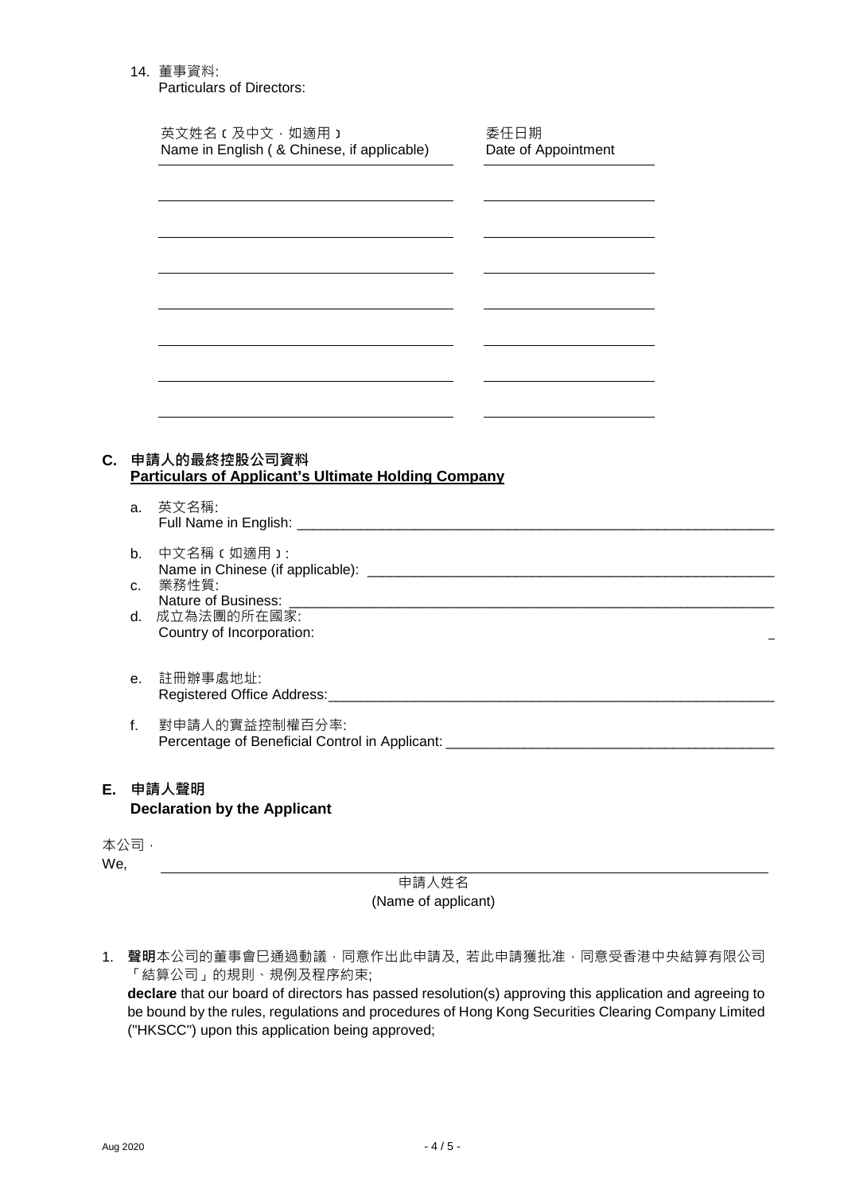14. 董事資料:
    Particulars of Directors:

| 英文姓名（及中文，如適用）<br>Name in English ( & Chinese, if applicable) | 委任日期<br>Date of Appointment |
|---|---|
| | |
| | |
| | |
| | |
| | |
| | |
| | |

## C. 申請人的最終控股公司資料 **Particulars of Applicant's Ultimate Holding Company**

a. 英文名稱:
   Full Name in English: ____________________________________________________________

b. 中文名稱（如適用）:
   Name in Chinese (if applicable): ____________________________________________________

c. 業務性質:
   Nature of Business: ________________________________________________________________

d. 成立為法團的所在國家:
   Country of Incorporation: _

e. 註冊辦事處地址:
   Registered Office Address:______________________________________________________

f. 對申請人的實益控制權百分率:
   Percentage of Beneficial Control in Applicant: ________________________________________

## E. 申請人聲明 **Declaration by the Applicant**

本公司，
We, ________________________________________________________________________

申請人姓名
(Name of applicant)

1. **聲明**本公司的董事會已通過動議，同意作出此申請及, 若此申請獲批准，同意受香港中央結算有限公司「結算公司」的規則、規例及程序約束;
   **declare** that our board of directors has passed resolution(s) approving this application and agreeing to be bound by the rules, regulations and procedures of Hong Kong Securities Clearing Company Limited ("HKSCC") upon this application being approved;

Aug 2020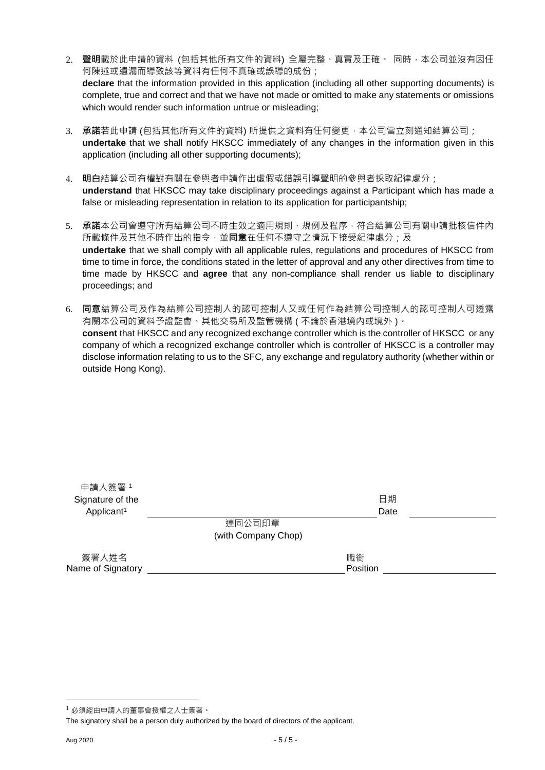2. **聲明**載於此申請的資料 (包括其他所有文件的資料) 全屬完整、真實及正確。 同時，本公司並沒有因任何陳述或遺漏而導致該等資料有任何不真確或誤導的成份；
   **declare** that the information provided in this application (including all other supporting documents) is complete, true and correct and that we have not made or omitted to make any statements or omissions which would render such information untrue or misleading;

3. **承諾**若此申請 (包括其他所有文件的資料) 所提供之資料有任何變更，本公司當立刻通知結算公司；
   **undertake** that we shall notify HKSCC immediately of any changes in the information given in this application (including all other supporting documents);

4. **明白**結算公司有權對有關在參與者申請作出虛假或錯誤引導聲明的參與者採取紀律處分；
   **understand** that HKSCC may take disciplinary proceedings against a Participant which has made a false or misleading representation in relation to its application for participantship;

5. **承諾**本公司會遵守所有結算公司不時生效之適用規則、規例及程序，符合結算公司有關申請批核信件內所載條件及其他不時作出的指令，並**同意**在任何不遵守之情況下接受紀律處分；及
   **undertake** that we shall comply with all applicable rules, regulations and procedures of HKSCC from time to time in force, the conditions stated in the letter of approval and any other directives from time to time made by HKSCC and **agree** that any non-compliance shall render us liable to disciplinary proceedings; and

6. **同意**結算公司及作為結算公司控制人的認可控制人又或任何作為結算公司控制人的認可控制人可透露有關本公司的資料予證監會、其他交易所及監管機構 ( 不論於香港境內或境外 )。
   **consent** that HKSCC and any recognized exchange controller which is the controller of HKSCC or any company of which a recognized exchange controller which is controller of HKSCC is a controller may disclose information relating to us to the SFC, any exchange and regulatory authority (whether within or outside Hong Kong).

申請人簽署 [1]
Signature of the Applicant[1] ______________________________ 日期 Date ______________

連同公司印章
(with Company Chop)

簽署人姓名
Name of Signatory ______________________________ 職銜 Position ______________

[1] 必須經由申請人的董事會授權之人士簽署。
The signatory shall be a person duly authorized by the board of directors of the applicant.

Aug 2020